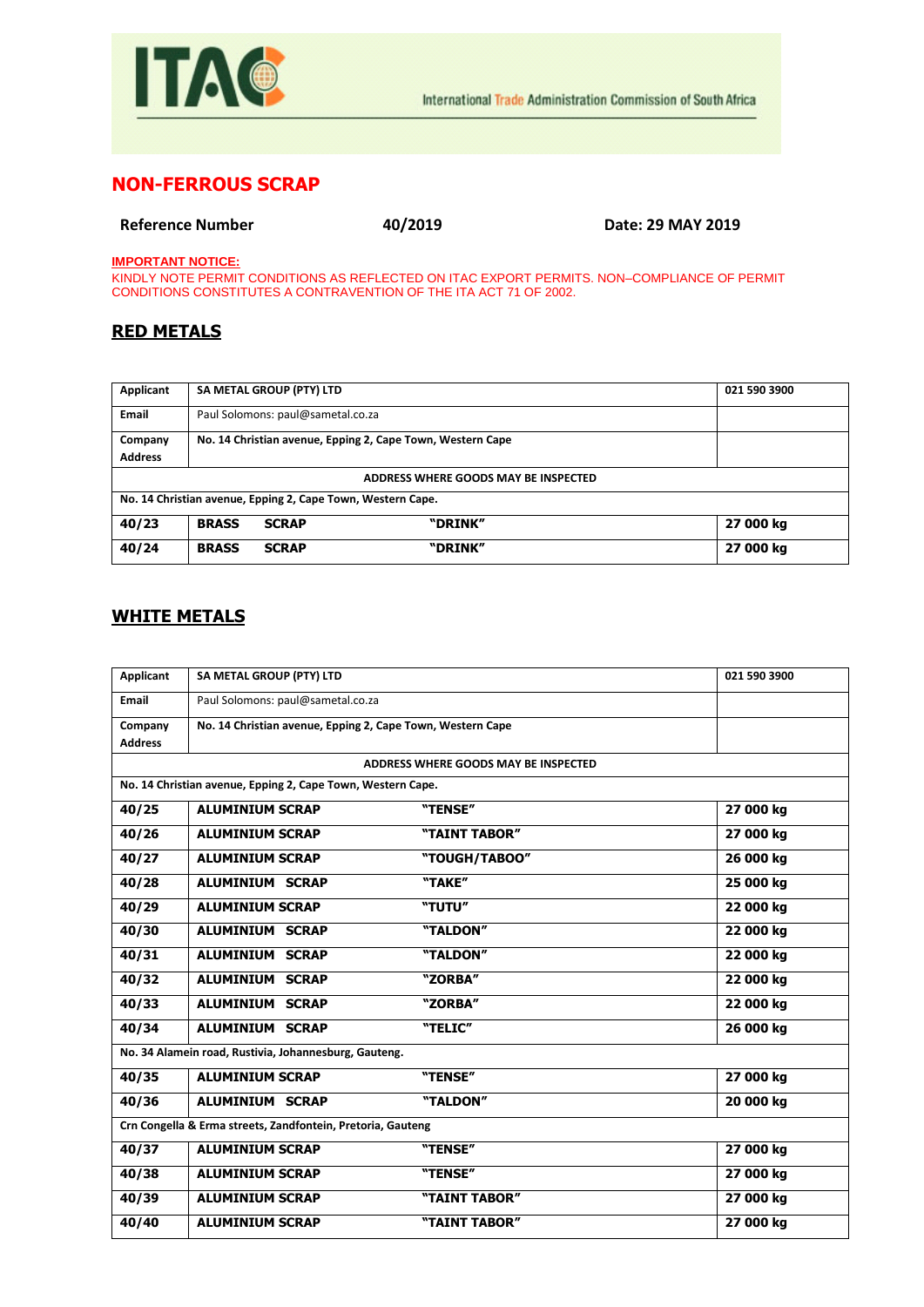ITAC

International Trade Administration Commission of South Africa

# NON-FERROUS SCRAP

**Reference Number** **40/2019** **Date: 29 MAY 2019**

**IMPORTANT NOTICE:**

KINDLY NOTE PERMIT CONDITIONS AS REFLECTED ON ITAC EXPORT PERMITS. NON–COMPLIANCE OF PERMIT CONDITIONS CONSTITUTES A CONTRAVENTION OF THE ITA ACT 71 OF 2002.

## RED METALS

| Applicant | SA METAL GROUP (PTY) LTD | | 021 590 3900 |
|---|---|---|---|
| Email | Paul Solomons: paul@sametal.co.za | | |
| Company Address | No. 14 Christian avenue, Epping 2, Cape Town, Western Cape | | |
| | ADDRESS WHERE GOODS MAY BE INSPECTED | | |
| No. 14 Christian avenue, Epping 2, Cape Town, Western Cape. | | | |
| **40/23** | **BRASS SCRAP** | **"DRINK"** | **27 000 kg** |
| **40/24** | **BRASS SCRAP** | **"DRINK"** | **27 000 kg** |

## WHITE METALS

| Applicant | SA METAL GROUP (PTY) LTD | | 021 590 3900 |
|---|---|---|---|
| Email | Paul Solomons: paul@sametal.co.za | | |
| Company Address | No. 14 Christian avenue, Epping 2, Cape Town, Western Cape | | |
| | ADDRESS WHERE GOODS MAY BE INSPECTED | | |
| No. 14 Christian avenue, Epping 2, Cape Town, Western Cape. | | | |
| **40/25** | **ALUMINIUM SCRAP** | **"TENSE"** | **27 000 kg** |
| **40/26** | **ALUMINIUM SCRAP** | **"TAINT TABOR"** | **27 000 kg** |
| **40/27** | **ALUMINIUM SCRAP** | **"TOUGH/TABOO"** | **26 000 kg** |
| **40/28** | **ALUMINIUM SCRAP** | **"TAKE"** | **25 000 kg** |
| **40/29** | **ALUMINIUM SCRAP** | **"TUTU"** | **22 000 kg** |
| **40/30** | **ALUMINIUM SCRAP** | **"TALDON"** | **22 000 kg** |
| **40/31** | **ALUMINIUM SCRAP** | **"TALDON"** | **22 000 kg** |
| **40/32** | **ALUMINIUM SCRAP** | **"ZORBA"** | **22 000 kg** |
| **40/33** | **ALUMINIUM SCRAP** | **"ZORBA"** | **22 000 kg** |
| **40/34** | **ALUMINIUM SCRAP** | **"TELIC"** | **26 000 kg** |
| No. 34 Alamein road, Rustivia, Johannesburg, Gauteng. | | | |
| **40/35** | **ALUMINIUM SCRAP** | **"TENSE"** | **27 000 kg** |
| **40/36** | **ALUMINIUM SCRAP** | **"TALDON"** | **20 000 kg** |
| Crn Congella & Erma streets, Zandfontein, Pretoria, Gauteng | | | |
| **40/37** | **ALUMINIUM SCRAP** | **"TENSE"** | **27 000 kg** |
| **40/38** | **ALUMINIUM SCRAP** | **"TENSE"** | **27 000 kg** |
| **40/39** | **ALUMINIUM SCRAP** | **"TAINT TABOR"** | **27 000 kg** |
| **40/40** | **ALUMINIUM SCRAP** | **"TAINT TABOR"** | **27 000 kg** |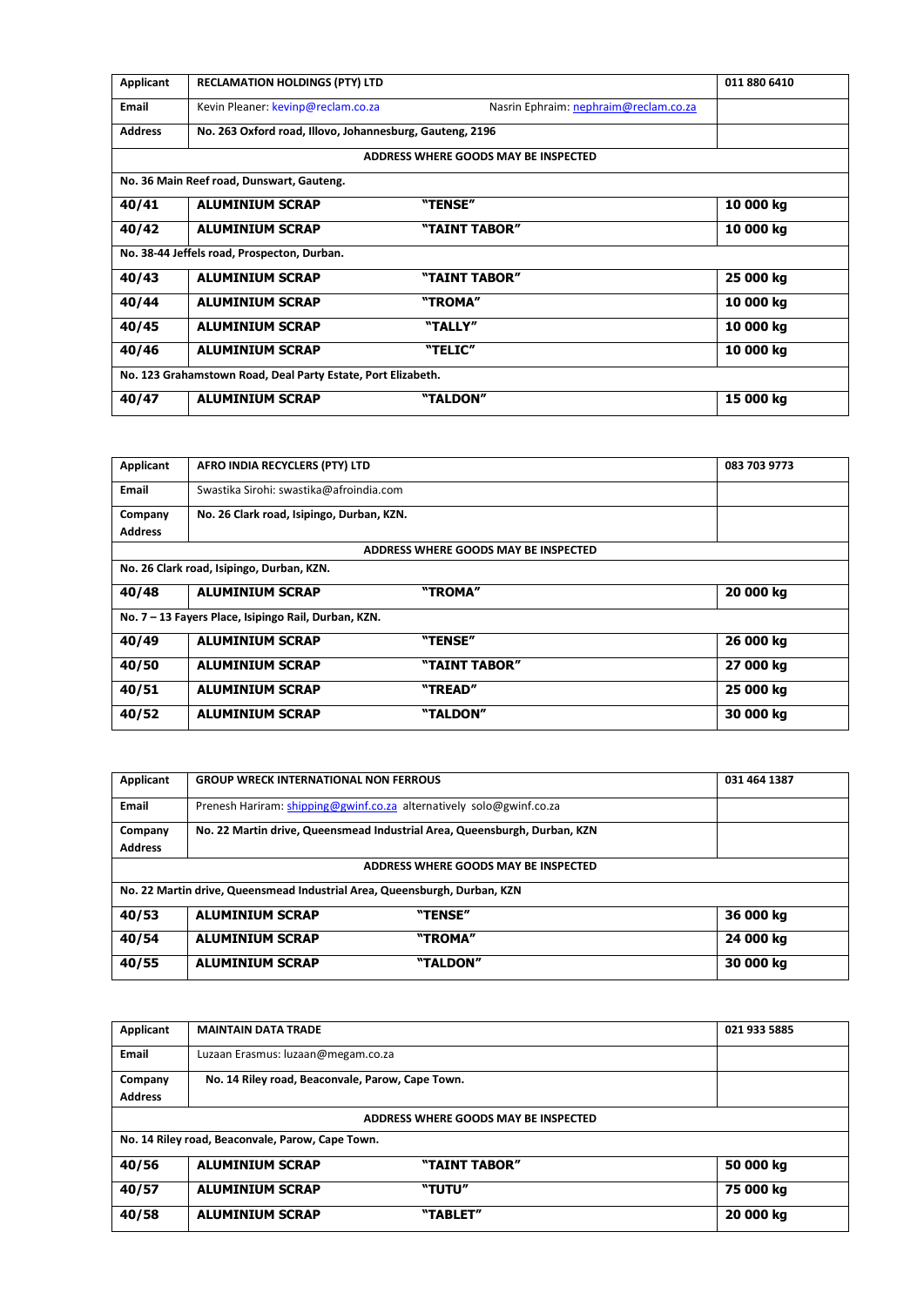| Applicant | RECLAMATION HOLDINGS (PTY) LTD | | 011 880 6410 |
|---|---|---|---|
| Email | Kevin Pleaner: kevinp@reclam.co.za | Nasrin Ephraim: nephraim@reclam.co.za | |
| Address | No. 263 Oxford road, Illovo, Johannesburg, Gauteng, 2196 | | |
| ADDRESS WHERE GOODS MAY BE INSPECTED | | | |
| No. 36 Main Reef road, Dunswart, Gauteng. | | | |
| **40/41** | **ALUMINIUM SCRAP** | **"TENSE"** | **10 000 kg** |
| **40/42** | **ALUMINIUM SCRAP** | **"TAINT TABOR"** | **10 000 kg** |
| No. 38-44 Jeffels road, Prospecton, Durban. | | | |
| **40/43** | **ALUMINIUM SCRAP** | **"TAINT TABOR"** | **25 000 kg** |
| **40/44** | **ALUMINIUM SCRAP** | **"TROMA"** | **10 000 kg** |
| **40/45** | **ALUMINIUM SCRAP** | **"TALLY"** | **10 000 kg** |
| **40/46** | **ALUMINIUM SCRAP** | **"TELIC"** | **10 000 kg** |
| No. 123 Grahamstown Road, Deal Party Estate, Port Elizabeth. | | | |
| **40/47** | **ALUMINIUM SCRAP** | **"TALDON"** | **15 000 kg** |

| Applicant | AFRO INDIA RECYCLERS (PTY) LTD | | 083 703 9773 |
|---|---|---|---|
| Email | Swastika Sirohi: swastika@afroindia.com | | |
| Company Address | No. 26 Clark road, Isipingo, Durban, KZN. | | |
| ADDRESS WHERE GOODS MAY BE INSPECTED | | | |
| No. 26 Clark road, Isipingo, Durban, KZN. | | | |
| **40/48** | **ALUMINIUM SCRAP** | **"TROMA"** | **20 000 kg** |
| No. 7 – 13 Fayers Place, Isipingo Rail, Durban, KZN. | | | |
| **40/49** | **ALUMINIUM SCRAP** | **"TENSE"** | **26 000 kg** |
| **40/50** | **ALUMINIUM SCRAP** | **"TAINT TABOR"** | **27 000 kg** |
| **40/51** | **ALUMINIUM SCRAP** | **"TREAD"** | **25 000 kg** |
| **40/52** | **ALUMINIUM SCRAP** | **"TALDON"** | **30 000 kg** |

| Applicant | GROUP WRECK INTERNATIONAL NON FERROUS | | 031 464 1387 |
|---|---|---|---|
| Email | Prenesh Hariram: shipping@gwinf.co.za alternatively solo@gwinf.co.za | | |
| Company Address | No. 22 Martin drive, Queensmead Industrial Area, Queensburgh, Durban, KZN | | |
| ADDRESS WHERE GOODS MAY BE INSPECTED | | | |
| No. 22 Martin drive, Queensmead Industrial Area, Queensburgh, Durban, KZN | | | |
| **40/53** | **ALUMINIUM SCRAP** | **"TENSE"** | **36 000 kg** |
| **40/54** | **ALUMINIUM SCRAP** | **"TROMA"** | **24 000 kg** |
| **40/55** | **ALUMINIUM SCRAP** | **"TALDON"** | **30 000 kg** |

| Applicant | MAINTAIN DATA TRADE | | 021 933 5885 |
|---|---|---|---|
| Email | Luzaan Erasmus: luzaan@megam.co.za | | |
| Company Address | No. 14 Riley road, Beaconvale, Parow, Cape Town. | | |
| ADDRESS WHERE GOODS MAY BE INSPECTED | | | |
| No. 14 Riley road, Beaconvale, Parow, Cape Town. | | | |
| **40/56** | **ALUMINIUM SCRAP** | **"TAINT TABOR"** | **50 000 kg** |
| **40/57** | **ALUMINIUM SCRAP** | **"TUTU"** | **75 000 kg** |
| **40/58** | **ALUMINIUM SCRAP** | **"TABLET"** | **20 000 kg** |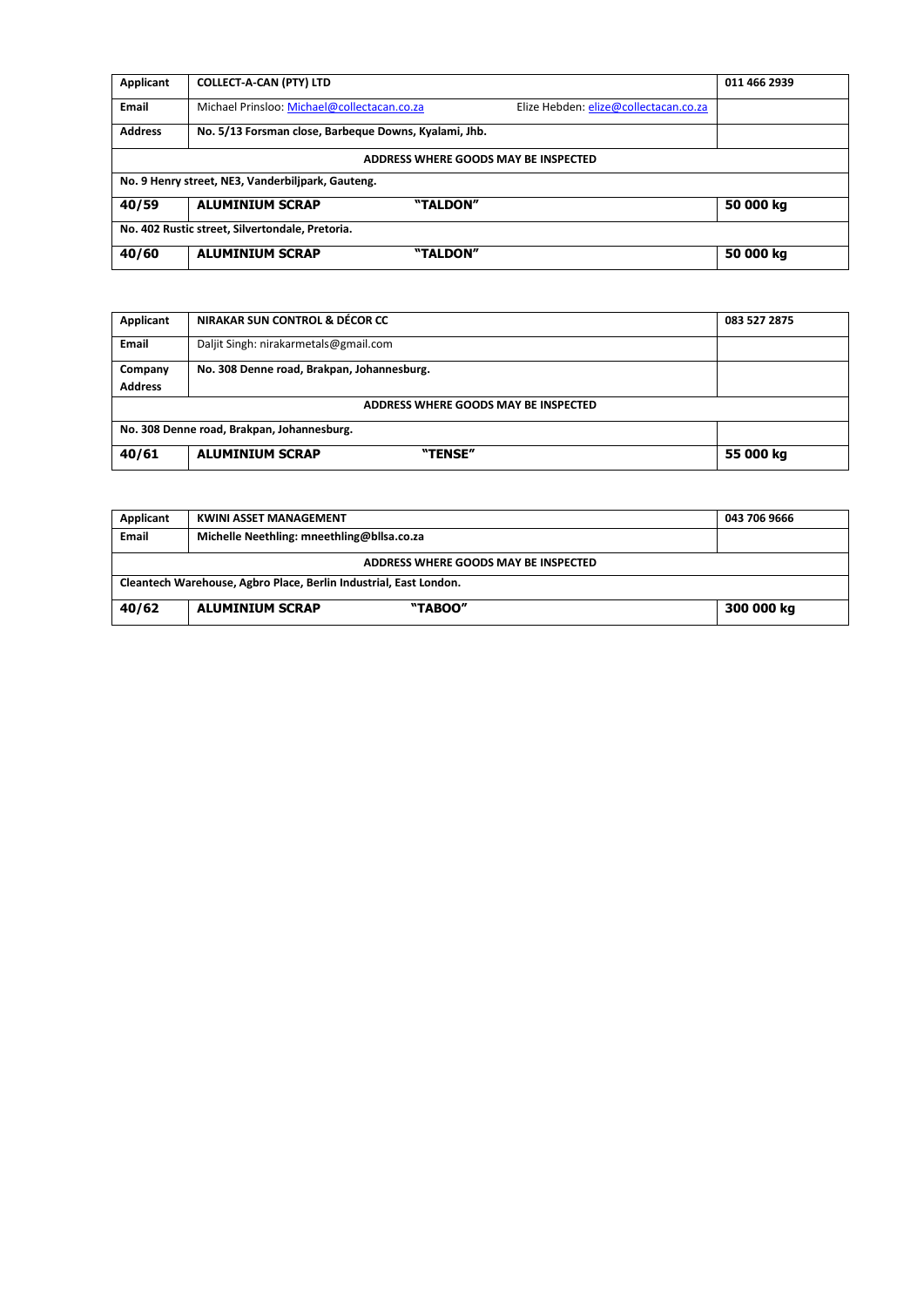| | | | |
|---|---|---|---|
| **Applicant** | **COLLECT-A-CAN (PTY) LTD** | | **011 466 2939** |
| **Email** | Michael Prinsloo: Michael@collectacan.co.za | Elize Hebden: elize@collectacan.co.za | |
| **Address** | **No. 5/13 Forsman close, Barbeque Downs, Kyalami, Jhb.** | | |
| **ADDRESS WHERE GOODS MAY BE INSPECTED** | | | |
| **No. 9 Henry street, NE3, Vanderbiljpark, Gauteng.** | | | |
| **40/59** | **ALUMINIUM SCRAP** | **"TALDON"** | **50 000 kg** |
| **No. 402 Rustic street, Silvertondale, Pretoria.** | | | |
| **40/60** | **ALUMINIUM SCRAP** | **"TALDON"** | **50 000 kg** |

| | | | |
|---|---|---|---|
| **Applicant** | **NIRAKAR SUN CONTROL & DÉCOR CC** | | **083 527 2875** |
| **Email** | Daljit Singh: nirakarmetals@gmail.com | | |
| **Company Address** | **No. 308 Denne road, Brakpan, Johannesburg.** | | |
| **ADDRESS WHERE GOODS MAY BE INSPECTED** | | | |
| **No. 308 Denne road, Brakpan, Johannesburg.** | | | |
| **40/61** | **ALUMINIUM SCRAP** | **"TENSE"** | **55 000 kg** |

| | | | |
|---|---|---|---|
| **Applicant** | **KWINI ASSET MANAGEMENT** | | **043 706 9666** |
| **Email** | **Michelle Neethling: mneethling@bllsa.co.za** | | |
| **ADDRESS WHERE GOODS MAY BE INSPECTED** | | | |
| **Cleantech Warehouse, Agbro Place, Berlin Industrial, East London.** | | | |
| **40/62** | **ALUMINIUM SCRAP** | **"TABOO"** | **300 000 kg** |